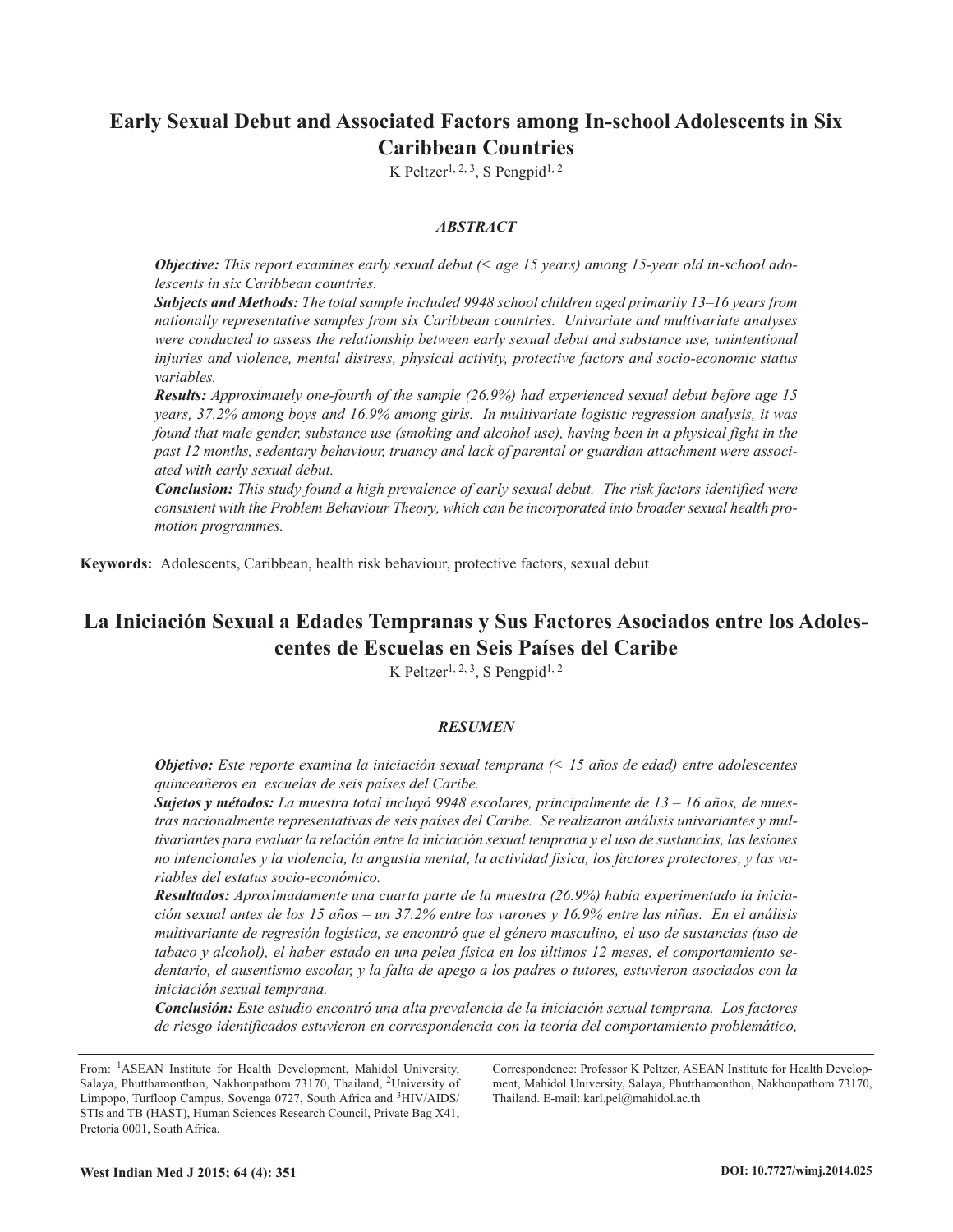# Early Sexual Debut and Associated Factors among In-school Adolescents in Six Caribbean Countries

K Peltzer[1, 2, 3], S Pengpid[1, 2]

### *ABSTRACT*

***Objective:*** *This report examines early sexual debut (< age 15 years) among 15-year old in-school adolescents in six Caribbean countries.*

***Subjects and Methods:*** *The total sample included 9948 school children aged primarily 13–16 years from nationally representative samples from six Caribbean countries. Univariate and multivariate analyses were conducted to assess the relationship between early sexual debut and substance use, unintentional injuries and violence, mental distress, physical activity, protective factors and socio-economic status variables.*

***Results:*** *Approximately one-fourth of the sample (26.9%) had experienced sexual debut before age 15 years, 37.2% among boys and 16.9% among girls. In multivariate logistic regression analysis, it was found that male gender, substance use (smoking and alcohol use), having been in a physical fight in the past 12 months, sedentary behaviour, truancy and lack of parental or guardian attachment were associated with early sexual debut.*

***Conclusion:*** *This study found a high prevalence of early sexual debut. The risk factors identified were consistent with the Problem Behaviour Theory, which can be incorporated into broader sexual health promotion programmes.*

**Keywords:** Adolescents, Caribbean, health risk behaviour, protective factors, sexual debut

# La Iniciación Sexual a Edades Tempranas y Sus Factores Asociados entre los Adolescentes de Escuelas en Seis Países del Caribe

K Peltzer[1, 2, 3], S Pengpid[1, 2]

### *RESUMEN*

***Objetivo:*** *Este reporte examina la iniciación sexual temprana (< 15 años de edad) entre adolescentes quinceañeros en escuelas de seis países del Caribe.*

***Sujetos y métodos:*** *La muestra total incluyó 9948 escolares, principalmente de 13 – 16 años, de muestras nacionalmente representativas de seis países del Caribe. Se realizaron análisis univariantes y multivariantes para evaluar la relación entre la iniciación sexual temprana y el uso de sustancias, las lesiones no intencionales y la violencia, la angustia mental, la actividad física, los factores protectores, y las variables del estatus socio-económico.*

***Resultados:*** *Aproximadamente una cuarta parte de la muestra (26.9%) había experimentado la iniciación sexual antes de los 15 años – un 37.2% entre los varones y 16.9% entre las niñas. En el análisis multivariante de regresión logística, se encontró que el género masculino, el uso de sustancias (uso de tabaco y alcohol), el haber estado en una pelea física en los últimos 12 meses, el comportamiento sedentario, el ausentismo escolar, y la falta de apego a los padres o tutores, estuvieron asociados con la iniciación sexual temprana.*

***Conclusión:*** *Este estudio encontró una alta prevalencia de la iniciación sexual temprana. Los factores de riesgo identificados estuvieron en correspondencia con la teoría del comportamiento problemático,*

---

From: [1]ASEAN Institute for Health Development, Mahidol University, Salaya, Phutthamonthon, Nakhonpathom 73170, Thailand, [2]University of Limpopo, Turfloop Campus, Sovenga 0727, South Africa and [3]HIV/AIDS/STIs and TB (HAST), Human Sciences Research Council, Private Bag X41, Pretoria 0001, South Africa.

Correspondence: Professor K Peltzer, ASEAN Institute for Health Development, Mahidol University, Salaya, Phutthamonthon, Nakhonpathom 73170, Thailand. E-mail: karl.pel@mahidol.ac.th

DOI: 10.7727/wimj.2014.025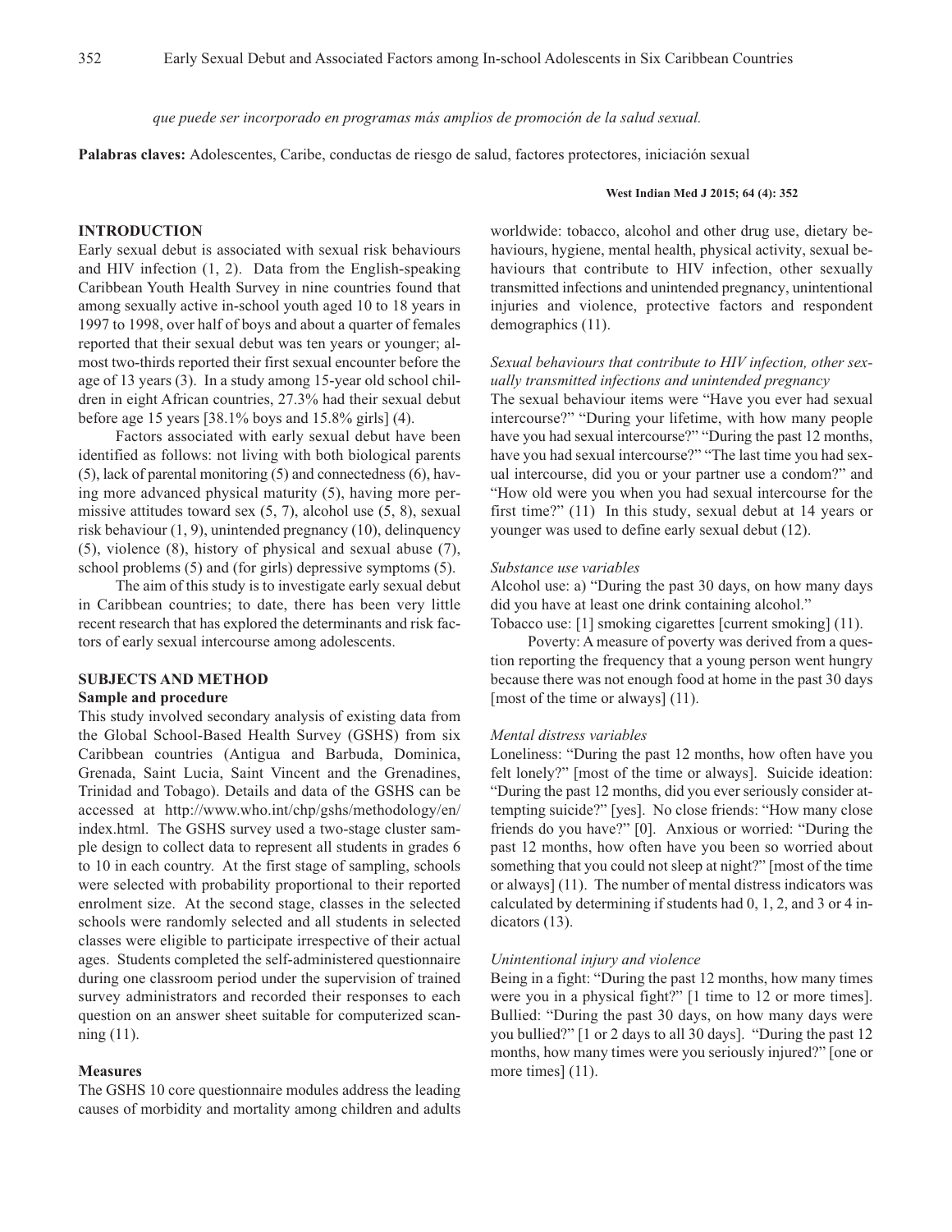*que puede ser incorporado en programas más amplios de promoción de la salud sexual.*

**Palabras claves:** Adolescentes, Caribe, conductas de riesgo de salud, factores protectores, iniciación sexual

## INTRODUCTION

Early sexual debut is associated with sexual risk behaviours and HIV infection (1, 2). Data from the English-speaking Caribbean Youth Health Survey in nine countries found that among sexually active in-school youth aged 10 to 18 years in 1997 to 1998, over half of boys and about a quarter of females reported that their sexual debut was ten years or younger; almost two-thirds reported their first sexual encounter before the age of 13 years (3). In a study among 15-year old school children in eight African countries, 27.3% had their sexual debut before age 15 years [38.1% boys and 15.8% girls] (4).

Factors associated with early sexual debut have been identified as follows: not living with both biological parents (5), lack of parental monitoring (5) and connectedness (6), having more advanced physical maturity (5), having more permissive attitudes toward sex (5, 7), alcohol use (5, 8), sexual risk behaviour (1, 9), unintended pregnancy (10), delinquency (5), violence (8), history of physical and sexual abuse (7), school problems (5) and (for girls) depressive symptoms (5).

The aim of this study is to investigate early sexual debut in Caribbean countries; to date, there has been very little recent research that has explored the determinants and risk factors of early sexual intercourse among adolescents.

## SUBJECTS AND METHOD

### Sample and procedure

This study involved secondary analysis of existing data from the Global School-Based Health Survey (GSHS) from six Caribbean countries (Antigua and Barbuda, Dominica, Grenada, Saint Lucia, Saint Vincent and the Grenadines, Trinidad and Tobago). Details and data of the GSHS can be accessed at http://www.who.int/chp/gshs/methodology/en/index.html. The GSHS survey used a two-stage cluster sample design to collect data to represent all students in grades 6 to 10 in each country. At the first stage of sampling, schools were selected with probability proportional to their reported enrolment size. At the second stage, classes in the selected schools were randomly selected and all students in selected classes were eligible to participate irrespective of their actual ages. Students completed the self-administered questionnaire during one classroom period under the supervision of trained survey administrators and recorded their responses to each question on an answer sheet suitable for computerized scanning (11).

### Measures

The GSHS 10 core questionnaire modules address the leading causes of morbidity and mortality among children and adults worldwide: tobacco, alcohol and other drug use, dietary behaviours, hygiene, mental health, physical activity, sexual behaviours that contribute to HIV infection, other sexually transmitted infections and unintended pregnancy, unintentional injuries and violence, protective factors and respondent demographics (11).

*Sexual behaviours that contribute to HIV infection, other sexually transmitted infections and unintended pregnancy*

The sexual behaviour items were "Have you ever had sexual intercourse?" "During your lifetime, with how many people have you had sexual intercourse?" "During the past 12 months, have you had sexual intercourse?" "The last time you had sexual intercourse, did you or your partner use a condom?" and "How old were you when you had sexual intercourse for the first time?" (11) In this study, sexual debut at 14 years or younger was used to define early sexual debut (12).

*Substance use variables*

Alcohol use: a) "During the past 30 days, on how many days did you have at least one drink containing alcohol."

Tobacco use: [1] smoking cigarettes [current smoking] (11).

Poverty: A measure of poverty was derived from a question reporting the frequency that a young person went hungry because there was not enough food at home in the past 30 days [most of the time or always] (11).

*Mental distress variables*

Loneliness: "During the past 12 months, how often have you felt lonely?" [most of the time or always]. Suicide ideation: "During the past 12 months, did you ever seriously consider attempting suicide?" [yes]. No close friends: "How many close friends do you have?" [0]. Anxious or worried: "During the past 12 months, how often have you been so worried about something that you could not sleep at night?" [most of the time or always] (11). The number of mental distress indicators was calculated by determining if students had 0, 1, 2, and 3 or 4 indicators (13).

*Unintentional injury and violence*

Being in a fight: "During the past 12 months, how many times were you in a physical fight?" [1 time to 12 or more times]. Bullied: "During the past 30 days, on how many days were you bullied?" [1 or 2 days to all 30 days]. "During the past 12 months, how many times were you seriously injured?" [one or more times] (11).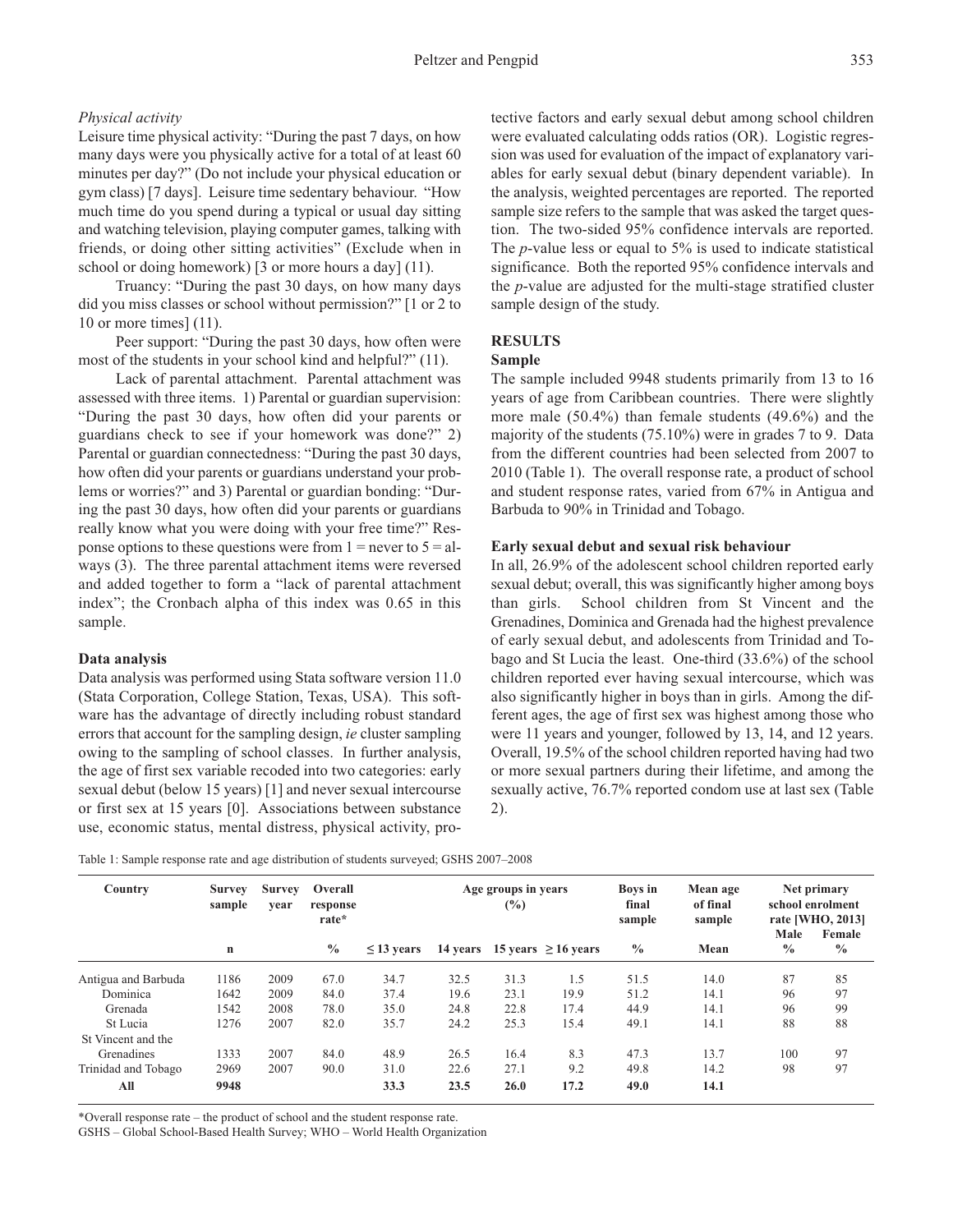*Physical activity*

Leisure time physical activity: "During the past 7 days, on how many days were you physically active for a total of at least 60 minutes per day?" (Do not include your physical education or gym class) [7 days]. Leisure time sedentary behaviour. "How much time do you spend during a typical or usual day sitting and watching television, playing computer games, talking with friends, or doing other sitting activities" (Exclude when in school or doing homework) [3 or more hours a day] (11).

Truancy: "During the past 30 days, on how many days did you miss classes or school without permission?" [1 or 2 to 10 or more times] (11).

Peer support: "During the past 30 days, how often were most of the students in your school kind and helpful?" (11).

Lack of parental attachment. Parental attachment was assessed with three items. 1) Parental or guardian supervision: "During the past 30 days, how often did your parents or guardians check to see if your homework was done?" 2) Parental or guardian connectedness: "During the past 30 days, how often did your parents or guardians understand your problems or worries?" and 3) Parental or guardian bonding: "During the past 30 days, how often did your parents or guardians really know what you were doing with your free time?" Response options to these questions were from 1 = never to 5 = always (3). The three parental attachment items were reversed and added together to form a "lack of parental attachment index"; the Cronbach alpha of this index was 0.65 in this sample.

### Data analysis

Data analysis was performed using Stata software version 11.0 (Stata Corporation, College Station, Texas, USA). This software has the advantage of directly including robust standard errors that account for the sampling design, *ie* cluster sampling owing to the sampling of school classes. In further analysis, the age of first sex variable recoded into two categories: early sexual debut (below 15 years) [1] and never sexual intercourse or first sex at 15 years [0]. Associations between substance use, economic status, mental distress, physical activity, protective factors and early sexual debut among school children were evaluated calculating odds ratios (OR). Logistic regression was used for evaluation of the impact of explanatory variables for early sexual debut (binary dependent variable). In the analysis, weighted percentages are reported. The reported sample size refers to the sample that was asked the target question. The two-sided 95% confidence intervals are reported. The *p*-value less or equal to 5% is used to indicate statistical significance. Both the reported 95% confidence intervals and the *p*-value are adjusted for the multi-stage stratified cluster sample design of the study.

## RESULTS

### Sample

The sample included 9948 students primarily from 13 to 16 years of age from Caribbean countries. There were slightly more male (50.4%) than female students (49.6%) and the majority of the students (75.10%) were in grades 7 to 9. Data from the different countries had been selected from 2007 to 2010 (Table 1). The overall response rate, a product of school and student response rates, varied from 67% in Antigua and Barbuda to 90% in Trinidad and Tobago.

### Early sexual debut and sexual risk behaviour

In all, 26.9% of the adolescent school children reported early sexual debut; overall, this was significantly higher among boys than girls. School children from St Vincent and the Grenadines, Dominica and Grenada had the highest prevalence of early sexual debut, and adolescents from Trinidad and Tobago and St Lucia the least. One-third (33.6%) of the school children reported ever having sexual intercourse, which was also significantly higher in boys than in girls. Among the different ages, the age of first sex was highest among those who were 11 years and younger, followed by 13, 14, and 12 years. Overall, 19.5% of the school children reported having had two or more sexual partners during their lifetime, and among the sexually active, 76.7% reported condom use at last sex (Table 2).

Table 1: Sample response rate and age distribution of students surveyed; GSHS 2007–2008

| Country | Survey sample | Survey year | Overall response rate* | Age groups in years (%) | | | | Boys in final sample | Mean age of final sample | Net primary school enrolment rate [WHO, 2013] | |
|---|---|---|---|---|---|---|---|---|---|---|---|
| | n | | % | ≤ 13 years | 14 years | 15 years | ≥ 16 years | % | Mean | Male % | Female % |
| Antigua and Barbuda | 1186 | 2009 | 67.0 | 34.7 | 32.5 | 31.3 | 1.5 | 51.5 | 14.0 | 87 | 85 |
| Dominica | 1642 | 2009 | 84.0 | 37.4 | 19.6 | 23.1 | 19.9 | 51.2 | 14.1 | 96 | 97 |
| Grenada | 1542 | 2008 | 78.0 | 35.0 | 24.8 | 22.8 | 17.4 | 44.9 | 14.1 | 96 | 99 |
| St Lucia | 1276 | 2007 | 82.0 | 35.7 | 24.2 | 25.3 | 15.4 | 49.1 | 14.1 | 88 | 88 |
| St Vincent and the Grenadines | 1333 | 2007 | 84.0 | 48.9 | 26.5 | 16.4 | 8.3 | 47.3 | 13.7 | 100 | 97 |
| Trinidad and Tobago | 2969 | 2007 | 90.0 | 31.0 | 22.6 | 27.1 | 9.2 | 49.8 | 14.2 | 98 | 97 |
| **All** | **9948** | | | **33.3** | **23.5** | **26.0** | **17.2** | **49.0** | **14.1** | | |

*Overall response rate – the product of school and the student response rate.

GSHS – Global School-Based Health Survey; WHO – World Health Organization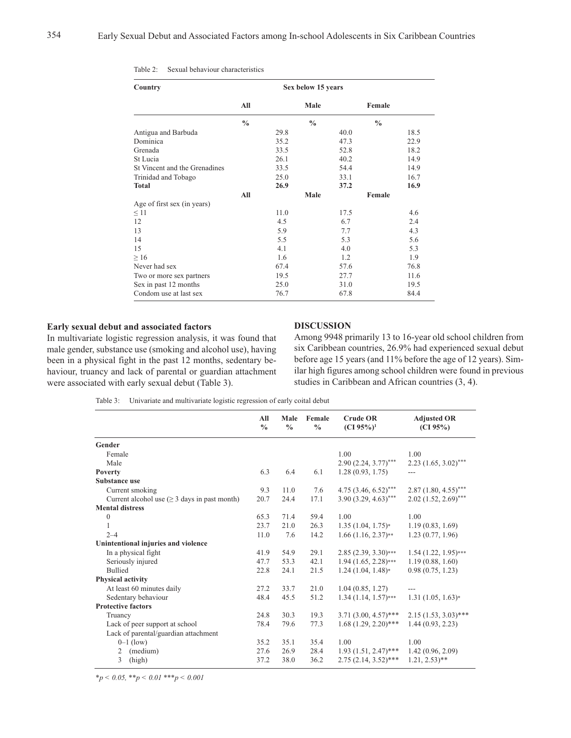Table 2: Sexual behaviour characteristics

| Country | Sex below 15 years | | |
|---|---|---|---|
| | All | Male | Female |
| | % | % | % |
| Antigua and Barbuda | 29.8 | 40.0 | 18.5 |
| Dominica | 35.2 | 47.3 | 22.9 |
| Grenada | 33.5 | 52.8 | 18.2 |
| St Lucia | 26.1 | 40.2 | 14.9 |
| St Vincent and the Grenadines | 33.5 | 54.4 | 14.9 |
| Trinidad and Tobago | 25.0 | 33.1 | 16.7 |
| **Total** | **26.9** | **37.2** | **16.9** |
| | **All** | **Male** | **Female** |
| Age of first sex (in years) | | | |
| ≤ 11 | 11.0 | 17.5 | 4.6 |
| 12 | 4.5 | 6.7 | 2.4 |
| 13 | 5.9 | 7.7 | 4.3 |
| 14 | 5.5 | 5.3 | 5.6 |
| 15 | 4.1 | 4.0 | 5.3 |
| ≥ 16 | 1.6 | 1.2 | 1.9 |
| Never had sex | 67.4 | 57.6 | 76.8 |
| Two or more sex partners | 19.5 | 27.7 | 11.6 |
| Sex in past 12 months | 25.0 | 31.0 | 19.5 |
| Condom use at last sex | 76.7 | 67.8 | 84.4 |

### Early sexual debut and associated factors

In multivariate logistic regression analysis, it was found that male gender, substance use (smoking and alcohol use), having been in a physical fight in the past 12 months, sedentary behaviour, truancy and lack of parental or guardian attachment were associated with early sexual debut (Table 3).

## DISCUSSION

Among 9948 primarily 13 to 16-year old school children from six Caribbean countries, 26.9% had experienced sexual debut before age 15 years (and 11% before the age of 12 years). Similar high figures among school children were found in previous studies in Caribbean and African countries (3, 4).

Table 3: Univariate and multivariate logistic regression of early coital debut

| | All % | Male % | Female % | Crude OR (CI 95%)[1] | Adjusted OR (CI 95%) |
|---|---|---|---|---|---|
| **Gender** | | | | | |
| Female | | | | 1.00 | 1.00 |
| Male | | | | 2.90 (2.24, 3.77)*** | 2.23 (1.65, 3.02)*** |
| **Poverty** | 6.3 | 6.4 | 6.1 | 1.28 (0.93, 1.75) | --- |
| **Substance use** | | | | | |
| Current smoking | 9.3 | 11.0 | 7.6 | 4.75 (3.46, 6.52)*** | 2.87 (1.80, 4.55)*** |
| Current alcohol use (≥ 3 days in past month) | 20.7 | 24.4 | 17.1 | 3.90 (3.29, 4.63)*** | 2.02 (1.52, 2.69)*** |
| **Mental distress** | | | | | |
| 0 | 65.3 | 71.4 | 59.4 | 1.00 | 1.00 |
| 1 | 23.7 | 21.0 | 26.3 | 1.35 (1.04, 1.75)* | 1.19 (0.83, 1.69) |
| 2–4 | 11.0 | 7.6 | 14.2 | 1.66 (1.16, 2.37)** | 1.23 (0.77, 1.96) |
| **Unintentional injuries and violence** | | | | | |
| In a physical fight | 41.9 | 54.9 | 29.1 | 2.85 (2.39, 3.30)*** | 1.54 (1.22, 1.95)*** |
| Seriously injured | 47.7 | 53.3 | 42.1 | 1.94 (1.65, 2.28)*** | 1.19 (0.88, 1.60) |
| Bullied | 22.8 | 24.1 | 21.5 | 1.24 (1.04, 1.48)* | 0.98 (0.75, 1.23) |
| **Physical activity** | | | | | |
| At least 60 minutes daily | 27.2 | 33.7 | 21.0 | 1.04 (0.85, 1.27) | --- |
| Sedentary behaviour | 48.4 | 45.5 | 51.2 | 1.34 (1.14, 1.57)*** | 1.31 (1.05, 1.63)* |
| **Protective factors** | | | | | |
| Truancy | 24.8 | 30.3 | 19.3 | 3.71 (3.00, 4.57)*** | 2.15 (1.53, 3.03)*** |
| Lack of peer support at school | 78.4 | 79.6 | 77.3 | 1.68 (1.29, 2.20)*** | 1.44 (0.93, 2.23) |
| Lack of parental/guardian attachment | | | | | |
| 0–1 (low) | 35.2 | 35.1 | 35.4 | 1.00 | 1.00 |
| 2 (medium) | 27.6 | 26.9 | 28.4 | 1.93 (1.51, 2.47)*** | 1.42 (0.96, 2.09) |
| 3 (high) | 37.2 | 38.0 | 36.2 | 2.75 (2.14, 3.52)*** | 1.21, 2.53)** |

*$*p < 0.05$, $**p < 0.01$ $***p < 0.001$*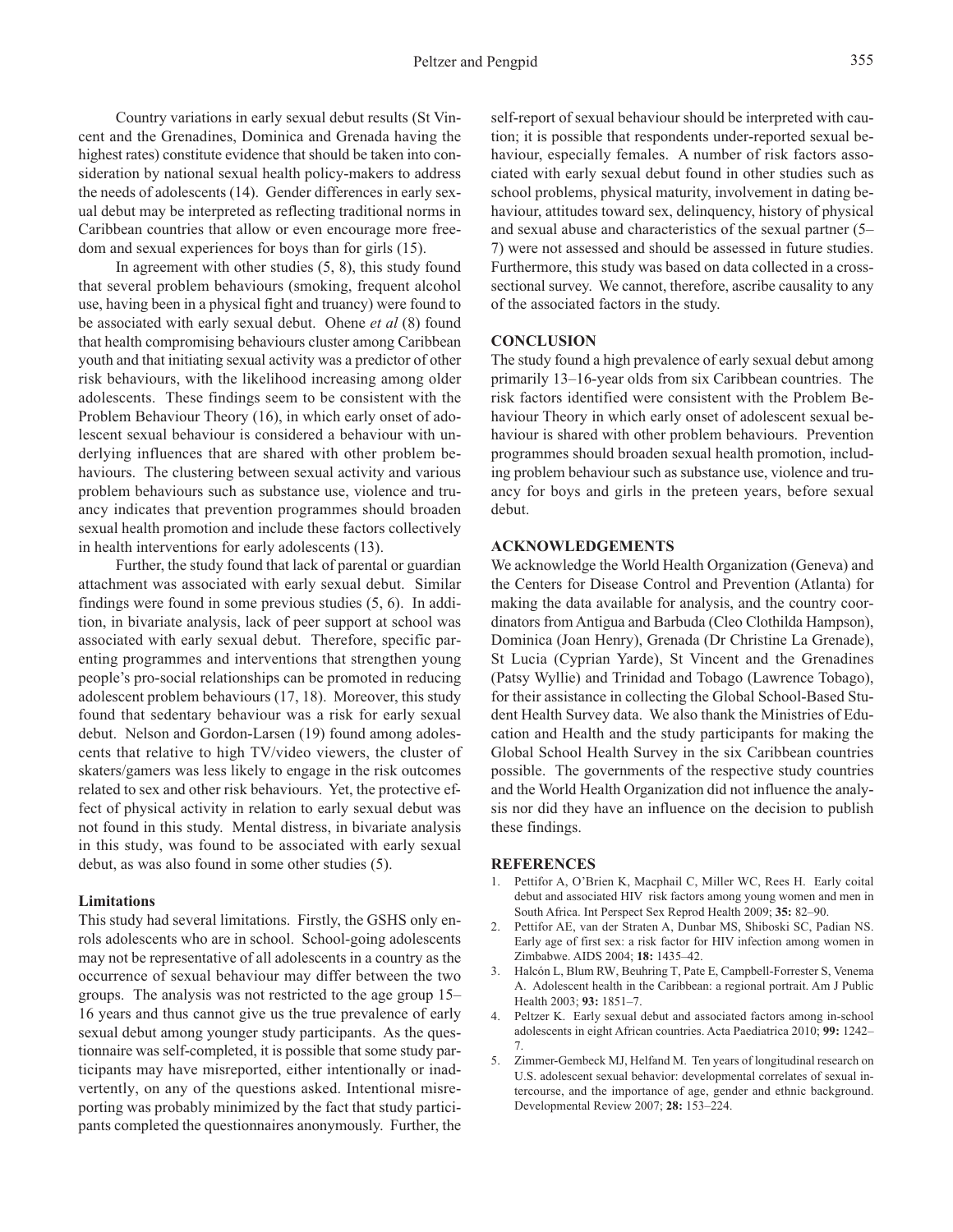Country variations in early sexual debut results (St Vincent and the Grenadines, Dominica and Grenada having the highest rates) constitute evidence that should be taken into consideration by national sexual health policy-makers to address the needs of adolescents (14). Gender differences in early sexual debut may be interpreted as reflecting traditional norms in Caribbean countries that allow or even encourage more freedom and sexual experiences for boys than for girls (15).

In agreement with other studies (5, 8), this study found that several problem behaviours (smoking, frequent alcohol use, having been in a physical fight and truancy) were found to be associated with early sexual debut. Ohene *et al* (8) found that health compromising behaviours cluster among Caribbean youth and that initiating sexual activity was a predictor of other risk behaviours, with the likelihood increasing among older adolescents. These findings seem to be consistent with the Problem Behaviour Theory (16), in which early onset of adolescent sexual behaviour is considered a behaviour with underlying influences that are shared with other problem behaviours. The clustering between sexual activity and various problem behaviours such as substance use, violence and truancy indicates that prevention programmes should broaden sexual health promotion and include these factors collectively in health interventions for early adolescents (13).

Further, the study found that lack of parental or guardian attachment was associated with early sexual debut. Similar findings were found in some previous studies (5, 6). In addition, in bivariate analysis, lack of peer support at school was associated with early sexual debut. Therefore, specific parenting programmes and interventions that strengthen young people's pro-social relationships can be promoted in reducing adolescent problem behaviours (17, 18). Moreover, this study found that sedentary behaviour was a risk for early sexual debut. Nelson and Gordon-Larsen (19) found among adolescents that relative to high TV/video viewers, the cluster of skaters/gamers was less likely to engage in the risk outcomes related to sex and other risk behaviours. Yet, the protective effect of physical activity in relation to early sexual debut was not found in this study. Mental distress, in bivariate analysis in this study, was found to be associated with early sexual debut, as was also found in some other studies (5).

### Limitations

This study had several limitations. Firstly, the GSHS only enrols adolescents who are in school. School-going adolescents may not be representative of all adolescents in a country as the occurrence of sexual behaviour may differ between the two groups. The analysis was not restricted to the age group 15–16 years and thus cannot give us the true prevalence of early sexual debut among younger study participants. As the questionnaire was self-completed, it is possible that some study participants may have misreported, either intentionally or inadvertently, on any of the questions asked. Intentional misreporting was probably minimized by the fact that study participants completed the questionnaires anonymously. Further, the self-report of sexual behaviour should be interpreted with caution; it is possible that respondents under-reported sexual behaviour, especially females. A number of risk factors associated with early sexual debut found in other studies such as school problems, physical maturity, involvement in dating behaviour, attitudes toward sex, delinquency, history of physical and sexual abuse and characteristics of the sexual partner (5–7) were not assessed and should be assessed in future studies. Furthermore, this study was based on data collected in a cross-sectional survey. We cannot, therefore, ascribe causality to any of the associated factors in the study.

## CONCLUSION

The study found a high prevalence of early sexual debut among primarily 13–16-year olds from six Caribbean countries. The risk factors identified were consistent with the Problem Behaviour Theory in which early onset of adolescent sexual behaviour is shared with other problem behaviours. Prevention programmes should broaden sexual health promotion, including problem behaviour such as substance use, violence and truancy for boys and girls in the preteen years, before sexual debut.

## ACKNOWLEDGEMENTS

We acknowledge the World Health Organization (Geneva) and the Centers for Disease Control and Prevention (Atlanta) for making the data available for analysis, and the country coordinators from Antigua and Barbuda (Cleo Clothilda Hampson), Dominica (Joan Henry), Grenada (Dr Christine La Grenade), St Lucia (Cyprian Yarde), St Vincent and the Grenadines (Patsy Wyllie) and Trinidad and Tobago (Lawrence Tobago), for their assistance in collecting the Global School-Based Student Health Survey data. We also thank the Ministries of Education and Health and the study participants for making the Global School Health Survey in the six Caribbean countries possible. The governments of the respective study countries and the World Health Organization did not influence the analysis nor did they have an influence on the decision to publish these findings.

## REFERENCES

1. Pettifor A, O'Brien K, Macphail C, Miller WC, Rees H. Early coital debut and associated HIV risk factors among young women and men in South Africa. Int Perspect Sex Reprod Health 2009; **35:** 82–90.
2. Pettifor AE, van der Straten A, Dunbar MS, Shiboski SC, Padian NS. Early age of first sex: a risk factor for HIV infection among women in Zimbabwe. AIDS 2004; **18:** 1435–42.
3. Halcón L, Blum RW, Beuhring T, Pate E, Campbell-Forrester S, Venema A. Adolescent health in the Caribbean: a regional portrait. Am J Public Health 2003; **93:** 1851–7.
4. Peltzer K. Early sexual debut and associated factors among in-school adolescents in eight African countries. Acta Paediatrica 2010; **99:** 1242–7.
5. Zimmer-Gembeck MJ, Helfand M. Ten years of longitudinal research on U.S. adolescent sexual behavior: developmental correlates of sexual intercourse, and the importance of age, gender and ethnic background. Developmental Review 2007; **28:** 153–224.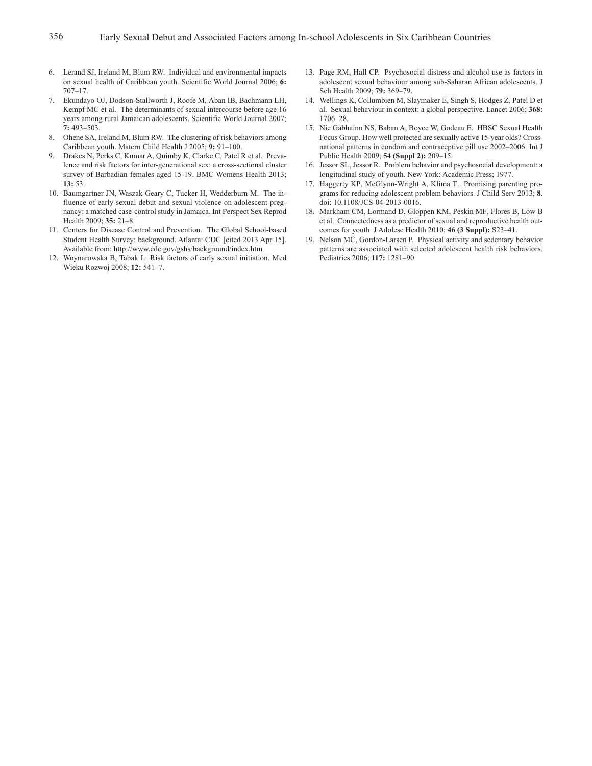6. Lerand SJ, Ireland M, Blum RW. Individual and environmental impacts on sexual health of Caribbean youth. Scientific World Journal 2006; **6:** 707–17.
7. Ekundayo OJ, Dodson-Stallworth J, Roofe M, Aban IB, Bachmann LH, Kempf MC et al. The determinants of sexual intercourse before age 16 years among rural Jamaican adolescents. Scientific World Journal 2007; **7:** 493–503.
8. Ohene SA, Ireland M, Blum RW. The clustering of risk behaviors among Caribbean youth. Matern Child Health J 2005; **9:** 91–100.
9. Drakes N, Perks C, Kumar A, Quimby K, Clarke C, Patel R et al. Prevalence and risk factors for inter-generational sex: a cross-sectional cluster survey of Barbadian females aged 15-19. BMC Womens Health 2013; **13:** 53.
10. Baumgartner JN, Waszak Geary C, Tucker H, Wedderburn M. The influence of early sexual debut and sexual violence on adolescent pregnancy: a matched case-control study in Jamaica. Int Perspect Sex Reprod Health 2009; **35:** 21–8.
11. Centers for Disease Control and Prevention. The Global School-based Student Health Survey: background. Atlanta: CDC [cited 2013 Apr 15]. Available from: http://www.cdc.gov/gshs/background/index.htm
12. Woynarowska B, Tabak I. Risk factors of early sexual initiation. Med Wieku Rozwoj 2008; **12:** 541–7.
13. Page RM, Hall CP. Psychosocial distress and alcohol use as factors in adolescent sexual behaviour among sub-Saharan African adolescents. J Sch Health 2009; **79:** 369–79.
14. Wellings K, Collumbien M, Slaymaker E, Singh S, Hodges Z, Patel D et al. Sexual behaviour in context: a global perspective**.** Lancet 2006; **368:** 1706–28.
15. Nic Gabhainn NS, Baban A, Boyce W, Godeau E. HBSC Sexual Health Focus Group. How well protected are sexually active 15-year olds? Cross-national patterns in condom and contraceptive pill use 2002–2006. Int J Public Health 2009; **54 (Suppl 2):** 209–15.
16. Jessor SL, Jessor R. Problem behavior and psychosocial development: a longitudinal study of youth. New York: Academic Press; 1977.
17. Haggerty KP, McGlynn-Wright A, Klima T. Promising parenting programs for reducing adolescent problem behaviors. J Child Serv 2013; **8**. doi: 10.1108/JCS-04-2013-0016.
18. Markham CM, Lormand D, Gloppen KM, Peskin MF, Flores B, Low B et al. Connectedness as a predictor of sexual and reproductive health outcomes for youth. J Adolesc Health 2010; **46 (3 Suppl):** S23–41.
19. Nelson MC, Gordon-Larsen P. Physical activity and sedentary behavior patterns are associated with selected adolescent health risk behaviors. Pediatrics 2006; **117:** 1281–90.